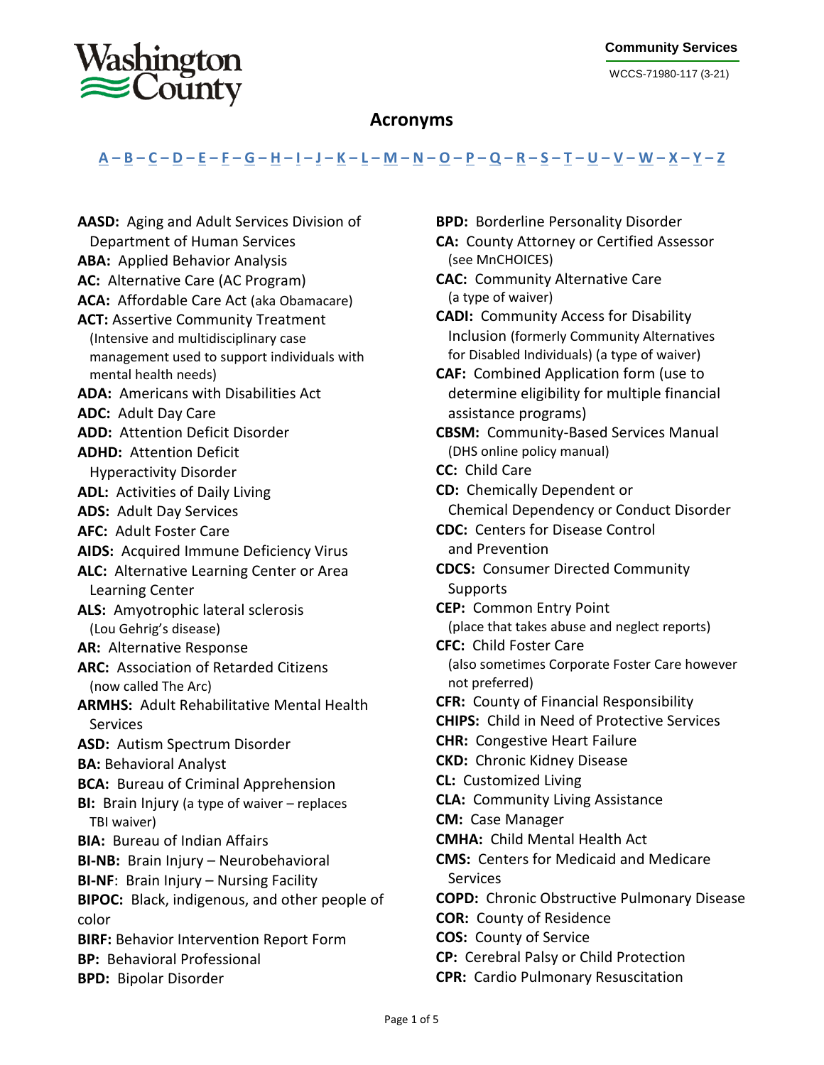Washington County

**Community Services**

WCCS-71980-117 (3-21)

# Acronyms

A – B – C – D – E – F – G – H – I – J – K – L – M – N – O – P – Q – R – S – T – U – V – W – X – Y – Z

**AASD:** Aging and Adult Services Division of Department of Human Services
**ABA:** Applied Behavior Analysis
**AC:** Alternative Care (AC Program)
**ACA:** Affordable Care Act (aka Obamacare)
**ACT:** Assertive Community Treatment (Intensive and multidisciplinary case management used to support individuals with mental health needs)
**ADA:** Americans with Disabilities Act
**ADC:** Adult Day Care
**ADD:** Attention Deficit Disorder
**ADHD:** Attention Deficit Hyperactivity Disorder
**ADL:** Activities of Daily Living
**ADS:** Adult Day Services
**AFC:** Adult Foster Care
**AIDS:** Acquired Immune Deficiency Virus
**ALC:** Alternative Learning Center or Area Learning Center
**ALS:** Amyotrophic lateral sclerosis (Lou Gehrig's disease)
**AR:** Alternative Response
**ARC:** Association of Retarded Citizens (now called The Arc)
**ARMHS:** Adult Rehabilitative Mental Health Services
**ASD:** Autism Spectrum Disorder
**BA:** Behavioral Analyst
**BCA:** Bureau of Criminal Apprehension
**BI:** Brain Injury (a type of waiver – replaces TBI waiver)
**BIA:** Bureau of Indian Affairs
**BI-NB:** Brain Injury – Neurobehavioral
**BI-NF:** Brain Injury – Nursing Facility
**BIPOC:** Black, indigenous, and other people of color
**BIRF:** Behavior Intervention Report Form
**BP:** Behavioral Professional
**BPD:** Bipolar Disorder
**BPD:** Borderline Personality Disorder
**CA:** County Attorney or Certified Assessor (see MnCHOICES)
**CAC:** Community Alternative Care (a type of waiver)
**CADI:** Community Access for Disability Inclusion (formerly Community Alternatives for Disabled Individuals) (a type of waiver)
**CAF:** Combined Application form (use to determine eligibility for multiple financial assistance programs)
**CBSM:** Community-Based Services Manual (DHS online policy manual)
**CC:** Child Care
**CD:** Chemically Dependent or Chemical Dependency or Conduct Disorder
**CDC:** Centers for Disease Control and Prevention
**CDCS:** Consumer Directed Community Supports
**CEP:** Common Entry Point (place that takes abuse and neglect reports)
**CFC:** Child Foster Care (also sometimes Corporate Foster Care however not preferred)
**CFR:** County of Financial Responsibility
**CHIPS:** Child in Need of Protective Services
**CHR:** Congestive Heart Failure
**CKD:** Chronic Kidney Disease
**CL:** Customized Living
**CLA:** Community Living Assistance
**CM:** Case Manager
**CMHA:** Child Mental Health Act
**CMS:** Centers for Medicaid and Medicare Services
**COPD:** Chronic Obstructive Pulmonary Disease
**COR:** County of Residence
**COS:** County of Service
**CP:** Cerebral Palsy or Child Protection
**CPR:** Cardio Pulmonary Resuscitation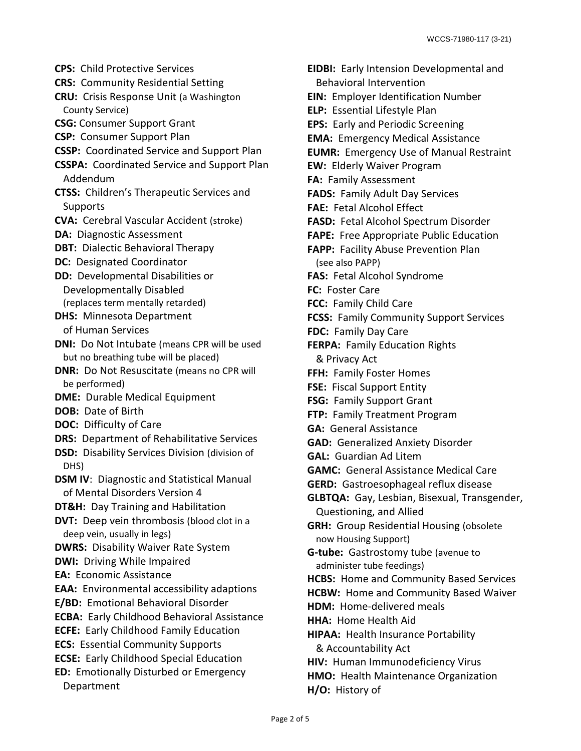**CPS:** Child Protective Services

**CRS:** Community Residential Setting

**CRU:** Crisis Response Unit (a Washington County Service)

**CSG:** Consumer Support Grant

**CSP:** Consumer Support Plan

**CSSP:** Coordinated Service and Support Plan

**CSSPA:** Coordinated Service and Support Plan Addendum

**CTSS:** Children's Therapeutic Services and Supports

**CVA:** Cerebral Vascular Accident (stroke)

**DA:** Diagnostic Assessment

**DBT:** Dialectic Behavioral Therapy

**DC:** Designated Coordinator

**DD:** Developmental Disabilities or Developmentally Disabled (replaces term mentally retarded)

**DHS:** Minnesota Department of Human Services

**DNI:** Do Not Intubate (means CPR will be used but no breathing tube will be placed)

**DNR:** Do Not Resuscitate (means no CPR will be performed)

**DME:** Durable Medical Equipment

**DOB:** Date of Birth

**DOC:** Difficulty of Care

**DRS:** Department of Rehabilitative Services

**DSD:** Disability Services Division (division of DHS)

**DSM IV**: Diagnostic and Statistical Manual of Mental Disorders Version 4

**DT&H:** Day Training and Habilitation

**DVT:** Deep vein thrombosis (blood clot in a deep vein, usually in legs)

**DWRS:** Disability Waiver Rate System

**DWI:** Driving While Impaired

**EA:** Economic Assistance

**EAA:** Environmental accessibility adaptions

**E/BD:** Emotional Behavioral Disorder

**ECBA:** Early Childhood Behavioral Assistance

**ECFE:** Early Childhood Family Education

**ECS:** Essential Community Supports

**ECSE:** Early Childhood Special Education

**ED:** Emotionally Disturbed or Emergency Department

**EIDBI:** Early Intension Developmental and Behavioral Intervention

**EIN:** Employer Identification Number

**ELP:** Essential Lifestyle Plan

**EPS:** Early and Periodic Screening

**EMA:** Emergency Medical Assistance

**EUMR:** Emergency Use of Manual Restraint

**EW:** Elderly Waiver Program

**FA:** Family Assessment

**FADS:** Family Adult Day Services

**FAE:** Fetal Alcohol Effect

**FASD:** Fetal Alcohol Spectrum Disorder

**FAPE:** Free Appropriate Public Education

**FAPP:** Facility Abuse Prevention Plan (see also PAPP)

**FAS:** Fetal Alcohol Syndrome

**FC:** Foster Care

**FCC:** Family Child Care

**FCSS:** Family Community Support Services

**FDC:** Family Day Care

**FERPA:** Family Education Rights & Privacy Act

**FFH:** Family Foster Homes

**FSE:** Fiscal Support Entity

**FSG:** Family Support Grant

**FTP:** Family Treatment Program

**GA:** General Assistance

**GAD:** Generalized Anxiety Disorder

**GAL:** Guardian Ad Litem

**GAMC:** General Assistance Medical Care

**GERD:** Gastroesophageal reflux disease

**GLBTQA:** Gay, Lesbian, Bisexual, Transgender, Questioning, and Allied

**GRH:** Group Residential Housing (obsolete now Housing Support)

**G-tube:** Gastrostomy tube (avenue to administer tube feedings)

**HCBS:** Home and Community Based Services

**HCBW:** Home and Community Based Waiver

**HDM:** Home-delivered meals

**HHA:** Home Health Aid

**HIPAA:** Health Insurance Portability & Accountability Act

**HIV:** Human Immunodeficiency Virus

**HMO:** Health Maintenance Organization

**H/O:** History of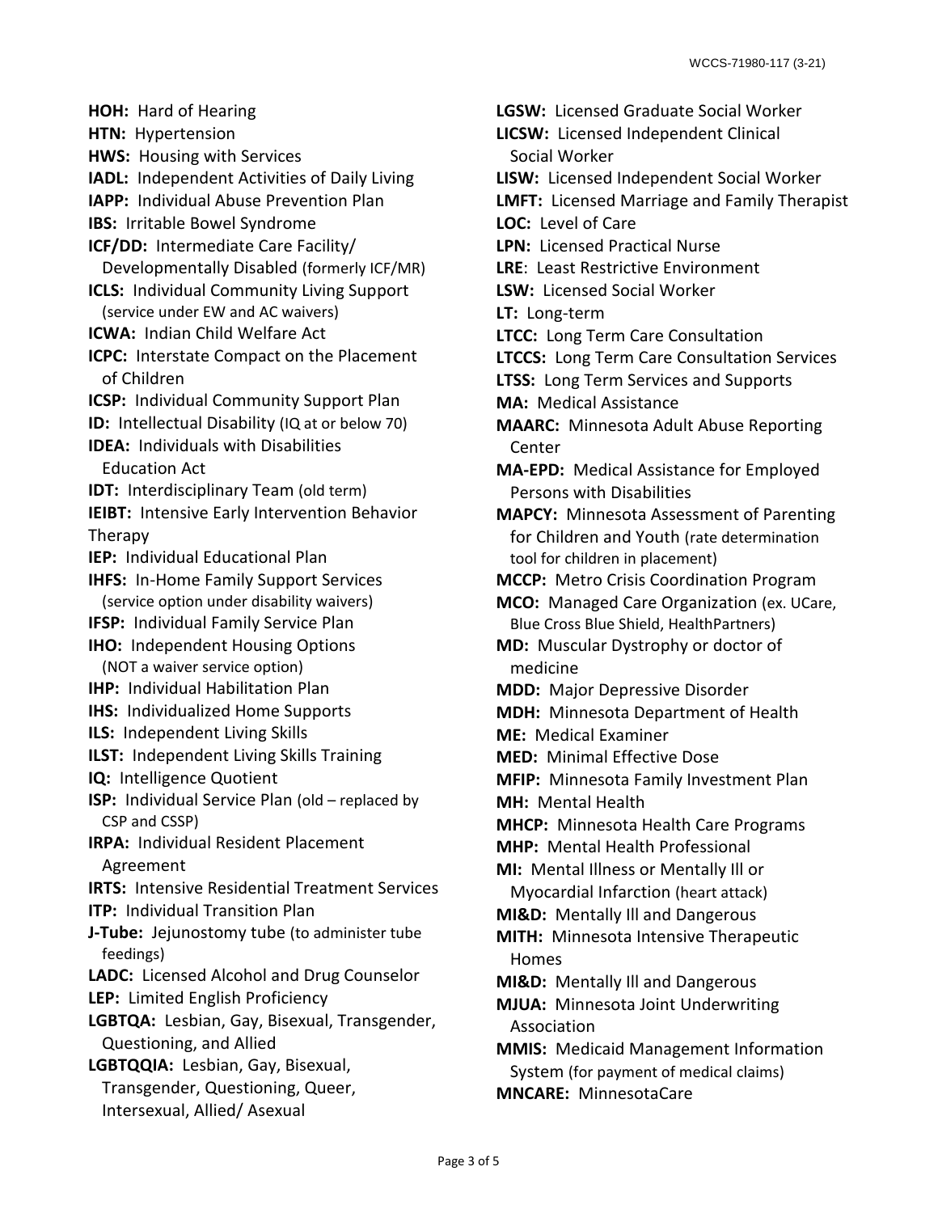**HOH:** Hard of Hearing

**HTN:** Hypertension

**HWS:** Housing with Services

**IADL:** Independent Activities of Daily Living

**IAPP:** Individual Abuse Prevention Plan

**IBS:** Irritable Bowel Syndrome

**ICF/DD:** Intermediate Care Facility/ Developmentally Disabled (formerly ICF/MR)

**ICLS:** Individual Community Living Support (service under EW and AC waivers)

**ICWA:** Indian Child Welfare Act

**ICPC:** Interstate Compact on the Placement of Children

**ICSP:** Individual Community Support Plan

**ID:** Intellectual Disability (IQ at or below 70)

**IDEA:** Individuals with Disabilities Education Act

**IDT:** Interdisciplinary Team (old term)

**IEIBT:** Intensive Early Intervention Behavior Therapy

**IEP:** Individual Educational Plan

**IHFS:** In-Home Family Support Services (service option under disability waivers)

**IFSP:** Individual Family Service Plan

**IHO:** Independent Housing Options (NOT a waiver service option)

**IHP:** Individual Habilitation Plan

**IHS:** Individualized Home Supports

**ILS:** Independent Living Skills

**ILST:** Independent Living Skills Training

**IQ:** Intelligence Quotient

**ISP:** Individual Service Plan (old – replaced by CSP and CSSP)

**IRPA:** Individual Resident Placement Agreement

**IRTS:** Intensive Residential Treatment Services

**ITP:** Individual Transition Plan

**J-Tube:** Jejunostomy tube (to administer tube feedings)

**LADC:** Licensed Alcohol and Drug Counselor

**LEP:** Limited English Proficiency

**LGBTQA:** Lesbian, Gay, Bisexual, Transgender, Questioning, and Allied

**LGBTQQIA:** Lesbian, Gay, Bisexual, Transgender, Questioning, Queer, Intersexual, Allied/ Asexual

**LGSW:** Licensed Graduate Social Worker

**LICSW:** Licensed Independent Clinical Social Worker

**LISW:** Licensed Independent Social Worker

**LMFT:** Licensed Marriage and Family Therapist

**LOC:** Level of Care

**LPN:** Licensed Practical Nurse

**LRE**: Least Restrictive Environment

**LSW:** Licensed Social Worker

**LT:** Long-term

**LTCC:** Long Term Care Consultation

**LTCCS:** Long Term Care Consultation Services

**LTSS:** Long Term Services and Supports

**MA:** Medical Assistance

**MAARC:** Minnesota Adult Abuse Reporting Center

**MA-EPD:** Medical Assistance for Employed Persons with Disabilities

**MAPCY:** Minnesota Assessment of Parenting for Children and Youth (rate determination tool for children in placement)

**MCCP:** Metro Crisis Coordination Program

**MCO:** Managed Care Organization (ex. UCare, Blue Cross Blue Shield, HealthPartners)

**MD:** Muscular Dystrophy or doctor of medicine

**MDD:** Major Depressive Disorder

**MDH:** Minnesota Department of Health

**ME:** Medical Examiner

**MED:** Minimal Effective Dose

**MFIP:** Minnesota Family Investment Plan

**MH:** Mental Health

**MHCP:** Minnesota Health Care Programs

**MHP:** Mental Health Professional

**MI:** Mental Illness or Mentally Ill or Myocardial Infarction (heart attack)

**MI&D:** Mentally Ill and Dangerous

**MITH:** Minnesota Intensive Therapeutic Homes

**MI&D:** Mentally Ill and Dangerous

**MJUA:** Minnesota Joint Underwriting Association

**MMIS:** Medicaid Management Information System (for payment of medical claims)

**MNCARE:** MinnesotaCare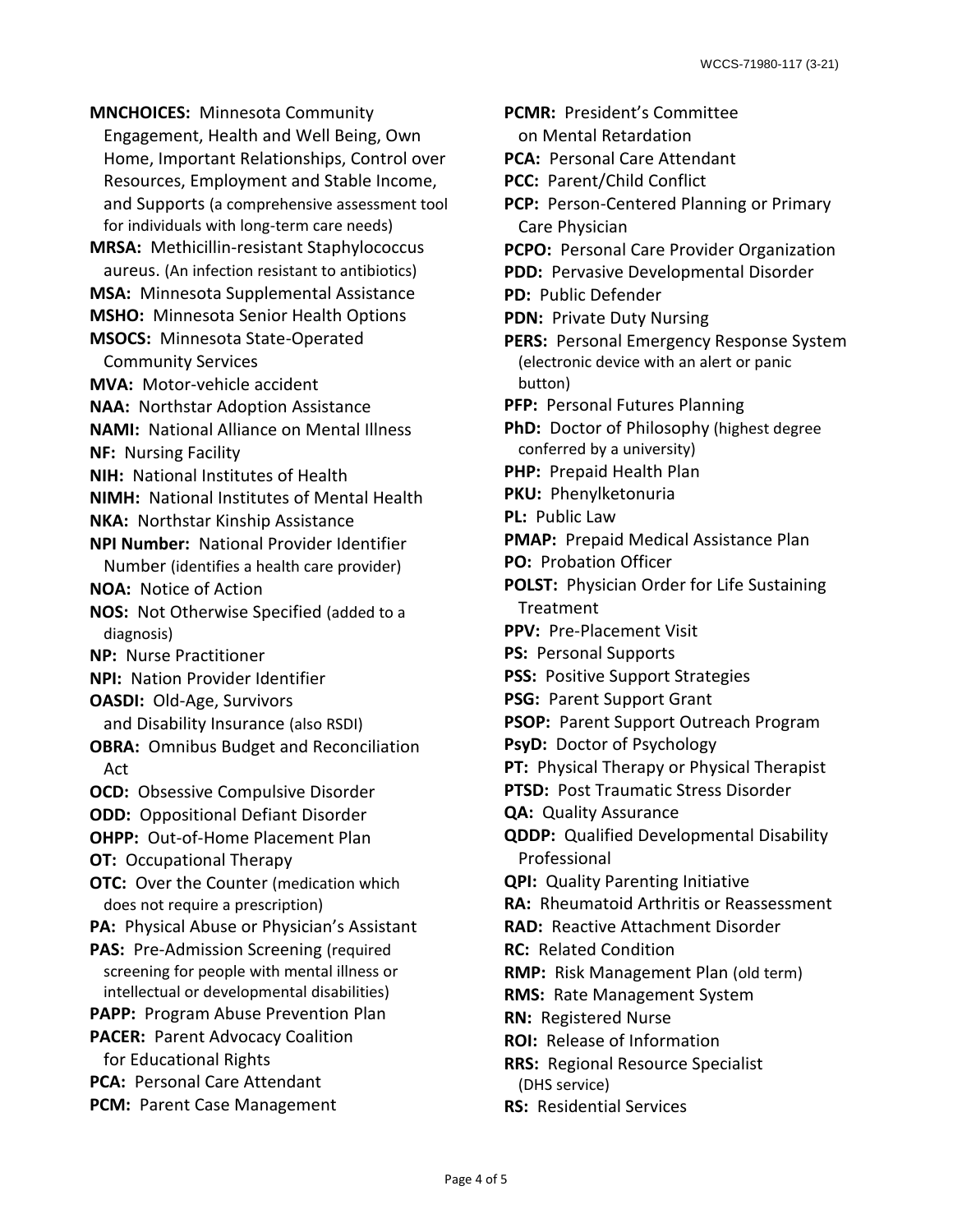**MNCHOICES:** Minnesota Community Engagement, Health and Well Being, Own Home, Important Relationships, Control over Resources, Employment and Stable Income, and Supports (a comprehensive assessment tool for individuals with long-term care needs)

**MRSA:** Methicillin-resistant Staphylococcus aureus. (An infection resistant to antibiotics)

**MSA:** Minnesota Supplemental Assistance

**MSHO:** Minnesota Senior Health Options

**MSOCS:** Minnesota State-Operated Community Services

**MVA:** Motor-vehicle accident

**NAA:** Northstar Adoption Assistance

**NAMI:** National Alliance on Mental Illness

**NF:** Nursing Facility

**NIH:** National Institutes of Health

**NIMH:** National Institutes of Mental Health

**NKA:** Northstar Kinship Assistance

**NPI Number:** National Provider Identifier Number (identifies a health care provider)

**NOA:** Notice of Action

**NOS:** Not Otherwise Specified (added to a diagnosis)

**NP:** Nurse Practitioner

**NPI:** Nation Provider Identifier

**OASDI:** Old-Age, Survivors and Disability Insurance (also RSDI)

**OBRA:** Omnibus Budget and Reconciliation Act

**OCD:** Obsessive Compulsive Disorder

**ODD:** Oppositional Defiant Disorder

**OHPP:** Out-of-Home Placement Plan

**OT:** Occupational Therapy

**OTC:** Over the Counter (medication which does not require a prescription)

**PA:** Physical Abuse or Physician's Assistant

**PAS:** Pre-Admission Screening (required screening for people with mental illness or intellectual or developmental disabilities)

**PAPP:** Program Abuse Prevention Plan

**PACER:** Parent Advocacy Coalition for Educational Rights

**PCA:** Personal Care Attendant

**PCM:** Parent Case Management

**PCMR:** President's Committee on Mental Retardation

**PCA:** Personal Care Attendant

**PCC:** Parent/Child Conflict

**PCP:** Person-Centered Planning or Primary Care Physician

**PCPO:** Personal Care Provider Organization

**PDD:** Pervasive Developmental Disorder

**PD:** Public Defender

**PDN:** Private Duty Nursing

**PERS:** Personal Emergency Response System (electronic device with an alert or panic button)

**PFP:** Personal Futures Planning

**PhD:** Doctor of Philosophy (highest degree conferred by a university)

**PHP:** Prepaid Health Plan

**PKU:** Phenylketonuria

**PL:** Public Law

**PMAP:** Prepaid Medical Assistance Plan

**PO:** Probation Officer

**POLST:** Physician Order for Life Sustaining Treatment

**PPV:** Pre-Placement Visit

**PS:** Personal Supports

**PSS:** Positive Support Strategies

**PSG:** Parent Support Grant

**PSOP:** Parent Support Outreach Program

**PsyD:** Doctor of Psychology

**PT:** Physical Therapy or Physical Therapist

**PTSD:** Post Traumatic Stress Disorder

**QA:** Quality Assurance

**QDDP:** Qualified Developmental Disability Professional

**QPI:** Quality Parenting Initiative

**RA:** Rheumatoid Arthritis or Reassessment

**RAD:** Reactive Attachment Disorder

**RC:** Related Condition

**RMP:** Risk Management Plan (old term)

**RMS:** Rate Management System

**RN:** Registered Nurse

**ROI:** Release of Information

**RRS:** Regional Resource Specialist (DHS service)

**RS:** Residential Services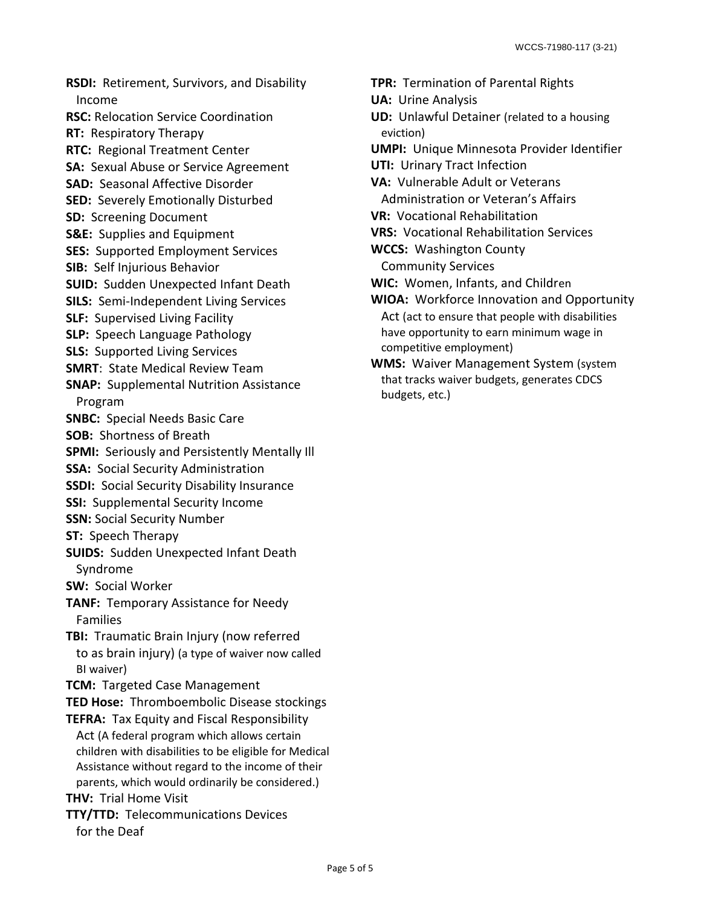**RSDI:** Retirement, Survivors, and Disability Income

**RSC:** Relocation Service Coordination

**RT:** Respiratory Therapy

**RTC:** Regional Treatment Center

**SA:** Sexual Abuse or Service Agreement

**SAD:** Seasonal Affective Disorder

**SED:** Severely Emotionally Disturbed

**SD:** Screening Document

**S&E:** Supplies and Equipment

**SES:** Supported Employment Services

**SIB:** Self Injurious Behavior

**SUID:** Sudden Unexpected Infant Death

**SILS:** Semi-Independent Living Services

**SLF:** Supervised Living Facility

**SLP:** Speech Language Pathology

**SLS:** Supported Living Services

**SMRT**: State Medical Review Team

**SNAP:** Supplemental Nutrition Assistance Program

**SNBC:** Special Needs Basic Care

**SOB:** Shortness of Breath

**SPMI:** Seriously and Persistently Mentally Ill

**SSA:** Social Security Administration

**SSDI:** Social Security Disability Insurance

**SSI:** Supplemental Security Income

**SSN:** Social Security Number

**ST:** Speech Therapy

**SUIDS:** Sudden Unexpected Infant Death Syndrome

**SW:** Social Worker

**TANF:** Temporary Assistance for Needy Families

**TBI:** Traumatic Brain Injury (now referred to as brain injury) (a type of waiver now called BI waiver)

**TCM:** Targeted Case Management

**TED Hose:** Thromboembolic Disease stockings

**TEFRA:** Tax Equity and Fiscal Responsibility Act (A federal program which allows certain children with disabilities to be eligible for Medical Assistance without regard to the income of their parents, which would ordinarily be considered.)

**THV:** Trial Home Visit

**TTY/TTD:** Telecommunications Devices for the Deaf

**TPR:** Termination of Parental Rights

**UA:** Urine Analysis

**UD:** Unlawful Detainer (related to a housing eviction)

**UMPI:** Unique Minnesota Provider Identifier

**UTI:** Urinary Tract Infection

**VA:** Vulnerable Adult or Veterans Administration or Veteran's Affairs

**VR:** Vocational Rehabilitation

**VRS:** Vocational Rehabilitation Services

**WCCS:** Washington County Community Services

**WIC:** Women, Infants, and Children

**WIOA:** Workforce Innovation and Opportunity Act (act to ensure that people with disabilities have opportunity to earn minimum wage in competitive employment)

**WMS:** Waiver Management System (system that tracks waiver budgets, generates CDCS budgets, etc.)